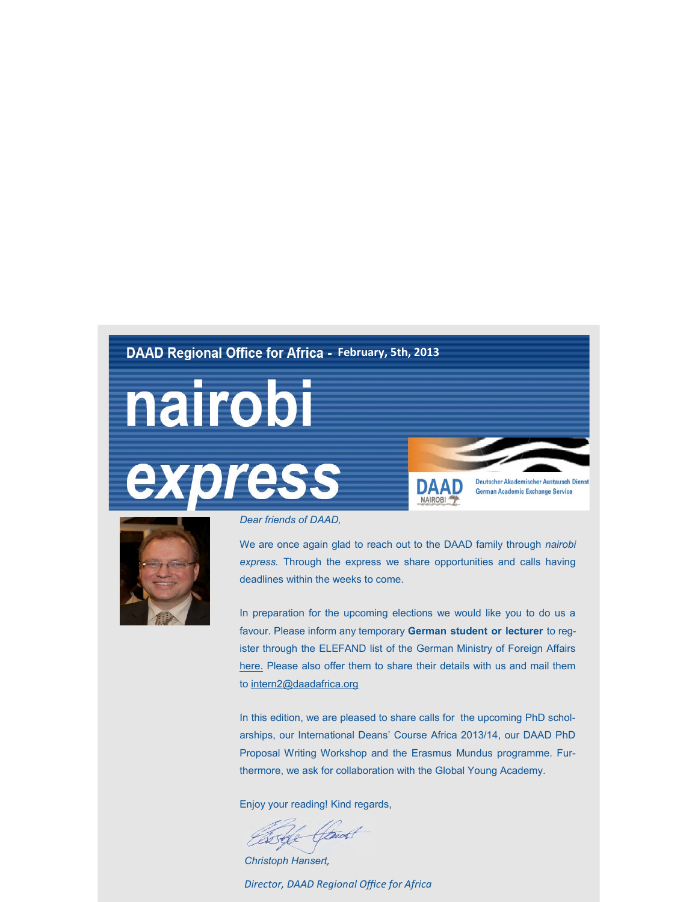DAAD Regional Office for Africa - February, 5th, 2013

# nairobi express

DAAD NAIROBI — Deutscher Akademischer Austausch Dienst — German Academic Exchange Service

*Dear friends of DAAD,*

We are once again glad to reach out to the DAAD family through *nairobi express.* Through the express we share opportunities and calls having deadlines within the weeks to come.

In preparation for the upcoming elections we would like you to do us a favour. Please inform any temporary **German student or lecturer** to register through the ELEFAND list of the German Ministry of Foreign Affairs here. Please also offer them to share their details with us and mail them to intern2@daadafrica.org

In this edition, we are pleased to share calls for the upcoming PhD scholarships, our International Deans' Course Africa 2013/14, our DAAD PhD Proposal Writing Workshop and the Erasmus Mundus programme. Furthermore, we ask for collaboration with the Global Young Academy.

Enjoy your reading! Kind regards,

*Christoph Hansert,*

*Director, DAAD Regional Office for Africa*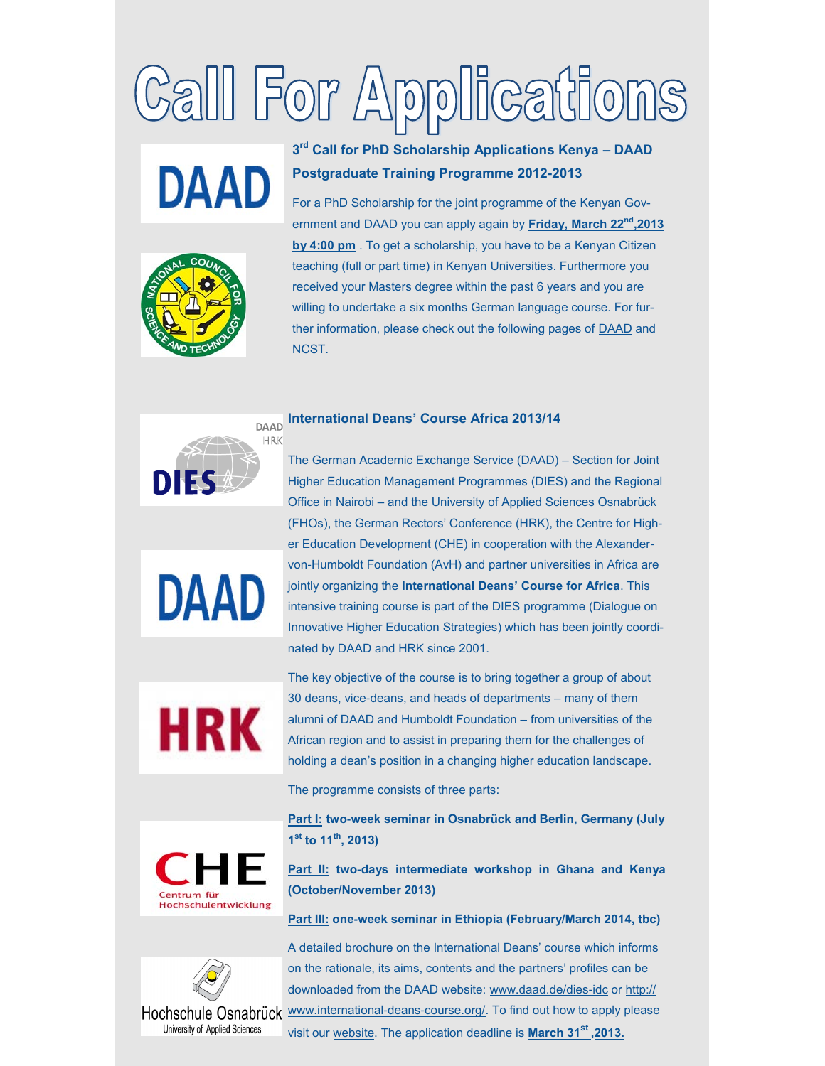# Call For Applications

## 3rd Call for PhD Scholarship Applications Kenya – DAAD Postgraduate Training Programme 2012-2013

For a PhD Scholarship for the joint programme of the Kenyan Government and DAAD you can apply again by **Friday, March 22nd,2013 by 4:00 pm** . To get a scholarship, you have to be a Kenyan Citizen teaching (full or part time) in Kenyan Universities. Furthermore you received your Masters degree within the past 6 years and you are willing to undertake a six months German language course. For further information, please check out the following pages of DAAD and NCST.

## International Deans' Course Africa 2013/14

The German Academic Exchange Service (DAAD) – Section for Joint Higher Education Management Programmes (DIES) and the Regional Office in Nairobi – and the University of Applied Sciences Osnabrück (FHOs), the German Rectors' Conference (HRK), the Centre for Higher Education Development (CHE) in cooperation with the Alexander-von-Humboldt Foundation (AvH) and partner universities in Africa are jointly organizing the **International Deans' Course for Africa**. This intensive training course is part of the DIES programme (Dialogue on Innovative Higher Education Strategies) which has been jointly coordinated by DAAD and HRK since 2001.

The key objective of the course is to bring together a group of about 30 deans, vice-deans, and heads of departments – many of them alumni of DAAD and Humboldt Foundation – from universities of the African region and to assist in preparing them for the challenges of holding a dean's position in a changing higher education landscape.

The programme consists of three parts:

**Part I: two-week seminar in Osnabrück and Berlin, Germany (July 1st to 11th, 2013)**

**Part II: two-days intermediate workshop in Ghana and Kenya (October/November 2013)**

**Part III: one-week seminar in Ethiopia (February/March 2014, tbc)**

A detailed brochure on the International Deans' course which informs on the rationale, its aims, contents and the partners' profiles can be downloaded from the DAAD website: www.daad.de/dies-idc or http://www.international-deans-course.org/. To find out how to apply please visit our website. The application deadline is **March 31st ,2013.**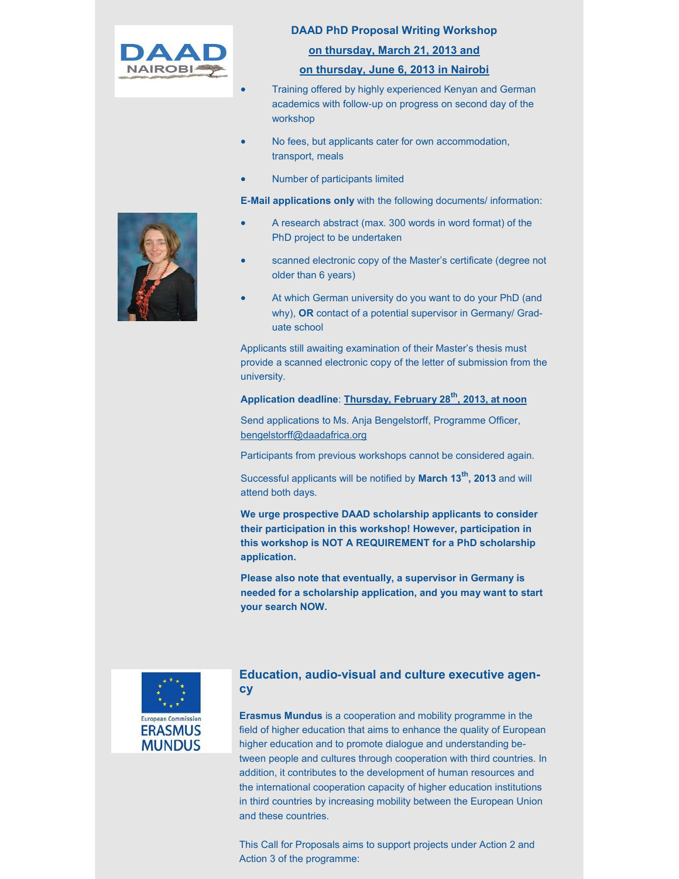## DAAD PhD Proposal Writing Workshop

**on thursday, March 21, 2013 and**

**on thursday, June 6, 2013 in Nairobi**

- Training offered by highly experienced Kenyan and German academics with follow-up on progress on second day of the workshop
- No fees, but applicants cater for own accommodation, transport, meals
- Number of participants limited

**E-Mail applications only** with the following documents/ information:

- A research abstract (max. 300 words in word format) of the PhD project to be undertaken
- scanned electronic copy of the Master's certificate (degree not older than 6 years)
- At which German university do you want to do your PhD (and why), **OR** contact of a potential supervisor in Germany/ Graduate school

Applicants still awaiting examination of their Master's thesis must provide a scanned electronic copy of the letter of submission from the university.

**Application deadline**: **Thursday, February 28th, 2013, at noon**

Send applications to Ms. Anja Bengelstorff, Programme Officer, bengelstorff@daadafrica.org

Participants from previous workshops cannot be considered again.

Successful applicants will be notified by **March 13th, 2013** and will attend both days.

**We urge prospective DAAD scholarship applicants to consider their participation in this workshop! However, participation in this workshop is NOT A REQUIREMENT for a PhD scholarship application.**

**Please also note that eventually, a supervisor in Germany is needed for a scholarship application, and you may want to start your search NOW.**

## Education, audio-visual and culture executive agency

**Erasmus Mundus** is a cooperation and mobility programme in the field of higher education that aims to enhance the quality of European higher education and to promote dialogue and understanding between people and cultures through cooperation with third countries. In addition, it contributes to the development of human resources and the international cooperation capacity of higher education institutions in third countries by increasing mobility between the European Union and these countries.

This Call for Proposals aims to support projects under Action 2 and Action 3 of the programme: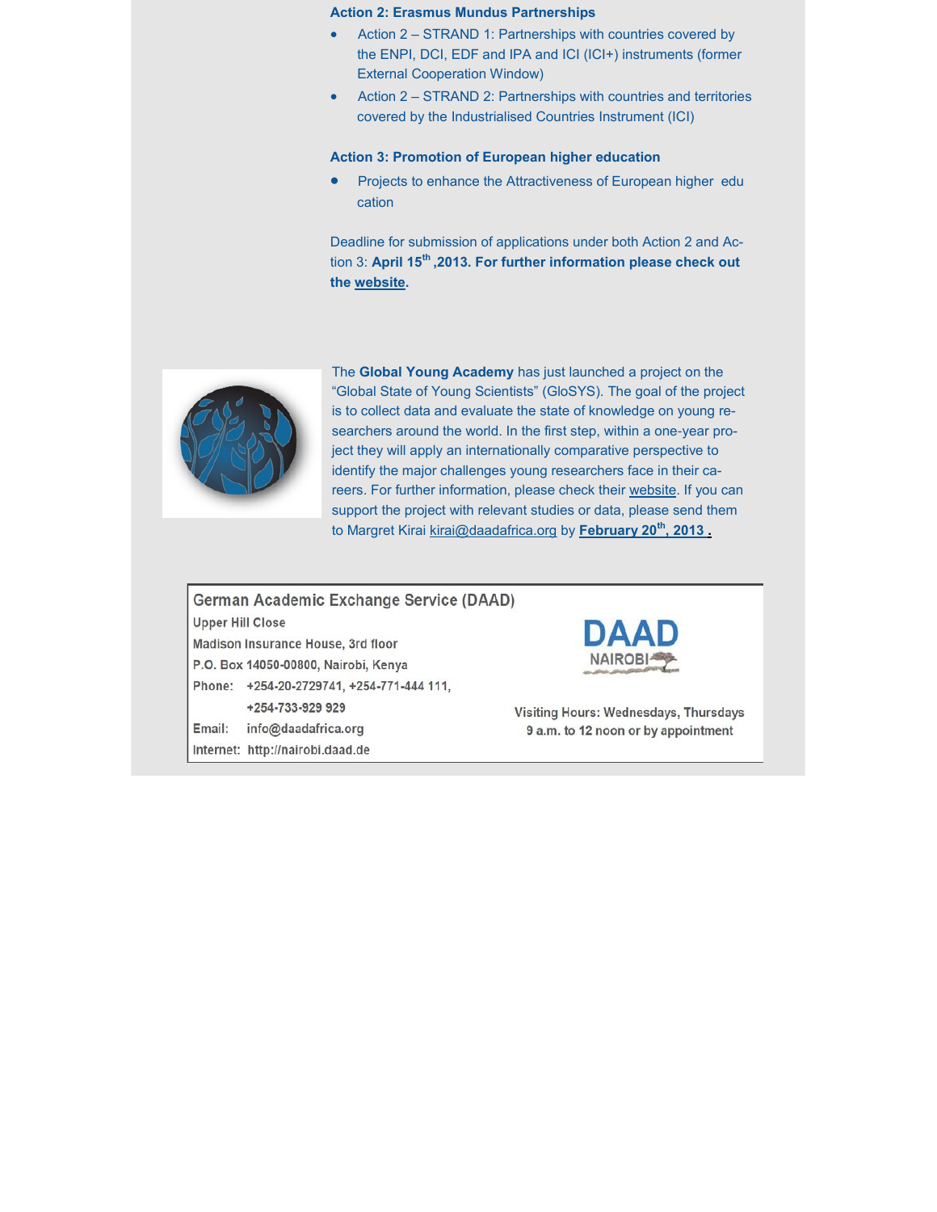**Action 2: Erasmus Mundus Partnerships**

- Action 2 – STRAND 1: Partnerships with countries covered by the ENPI, DCI, EDF and IPA and ICI (ICI+) instruments (former External Cooperation Window)
- Action 2 – STRAND 2: Partnerships with countries and territories covered by the Industrialised Countries Instrument (ICI)

**Action 3: Promotion of European higher education**

- Projects to enhance the Attractiveness of European higher education

Deadline for submission of applications under both Action 2 and Action 3: **April 15th ,2013. For further information please check out the website.**

The **Global Young Academy** has just launched a project on the "Global State of Young Scientists" (GloSYS). The goal of the project is to collect data and evaluate the state of knowledge on young researchers around the world. In the first step, within a one-year project they will apply an internationally comparative perspective to identify the major challenges young researchers face in their careers. For further information, please check their website. If you can support the project with relevant studies or data, please send them to Margret Kirai kirai@daadafrica.org by **February 20th, 2013 .**

German Academic Exchange Service (DAAD)
Upper Hill Close
Madison Insurance House, 3rd floor
P.O. Box 14050-00800, Nairobi, Kenya
Phone: +254-20-2729741, +254-771-444 111, +254-733-929 929
Email: info@daadafrica.org
Internet: http://nairobi.daad.de

DAAD NAIROBI

Visiting Hours: Wednesdays, Thursdays
9 a.m. to 12 noon or by appointment